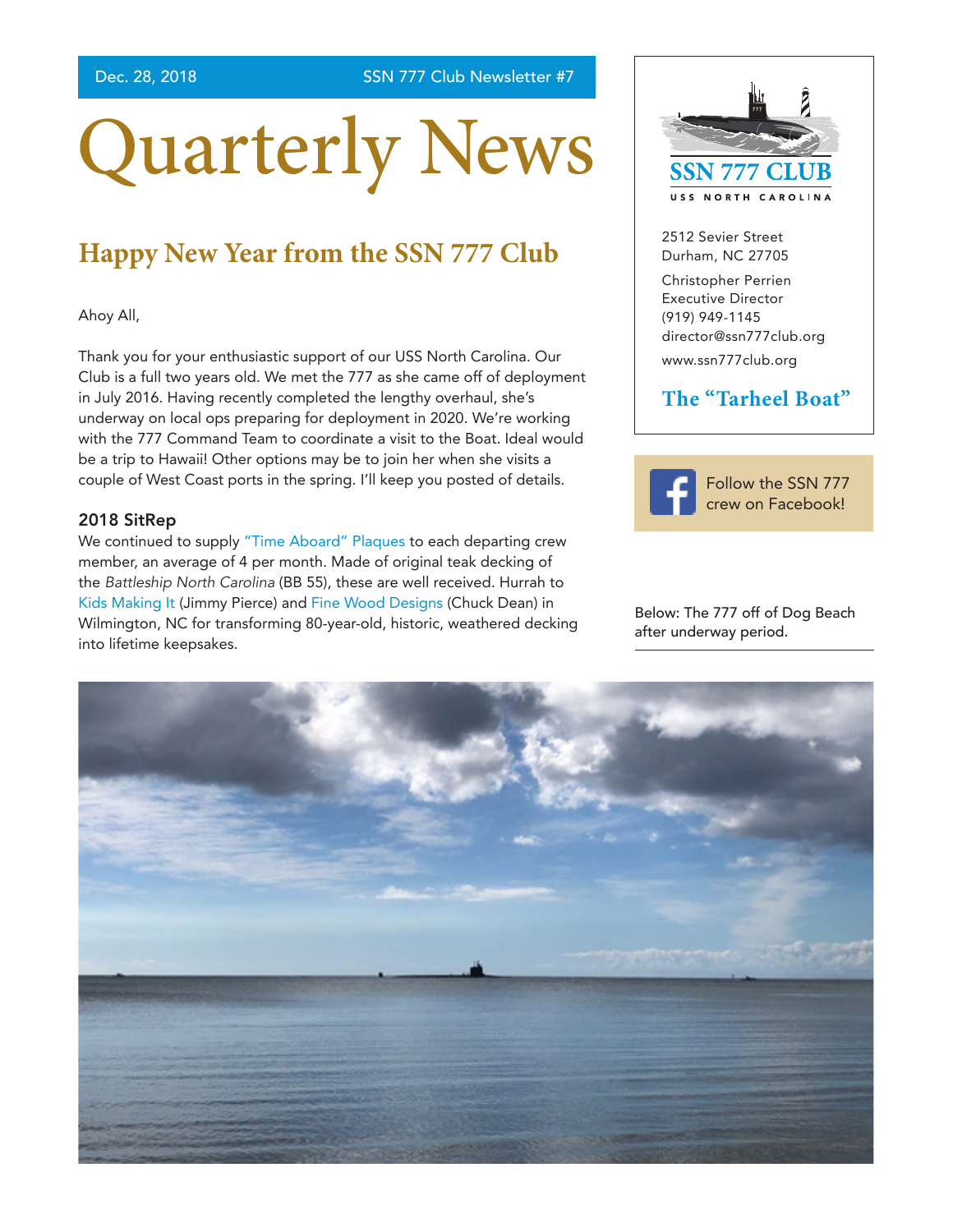Dec. 28, 2018 SSN 777 Club Newsletter #7

# Quarterly News

## Happy New Year from the SSN 777 Club

Ahoy All,

Thank you for your enthusiastic support of our USS North Carolina. Our Club is a full two years old. We met the 777 as she came off of deployment in July 2016. Having recently completed the lengthy overhaul, she's underway on local ops preparing for deployment in 2020. We're working with the 777 Command Team to coordinate a visit to the Boat. Ideal would be a trip to Hawaii! Other options may be to join her when she visits a couple of West Coast ports in the spring. I'll keep you posted of details.

### 2018 SitRep

We continued to supply "Time Aboard" Plaques to each departing crew member, an average of 4 per month. Made of original teak decking of the *Battleship North Carolina* (BB 55), these are well received. Hurrah to Kids Making It (Jimmy Pierce) and Fine Wood Designs (Chuck Dean) in Wilmington, NC for transforming 80-year-old, historic, weathered decking into lifetime keepsakes.

**SSN 777 CLUB**
USS NORTH CAROLINA

2512 Sevier Street
Durham, NC 27705

Christopher Perrien
Executive Director
(919) 949-1145
director@ssn777club.org

www.ssn777club.org

**The "Tarheel Boat"**

Follow the SSN 777 crew on Facebook!

Below: The 777 off of Dog Beach after underway period.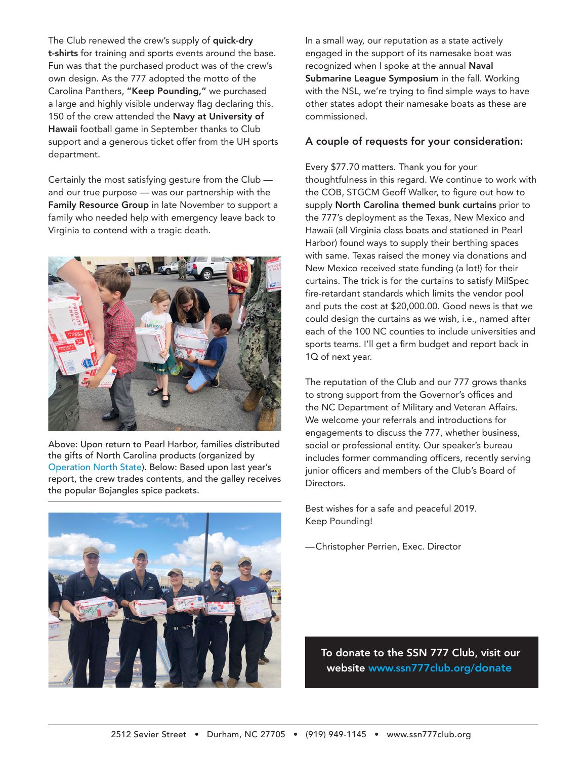The Club renewed the crew's supply of **quick-dry t-shirts** for training and sports events around the base. Fun was that the purchased product was of the crew's own design. As the 777 adopted the motto of the Carolina Panthers, **"Keep Pounding,"** we purchased a large and highly visible underway flag declaring this. 150 of the crew attended the **Navy at University of Hawaii** football game in September thanks to Club support and a generous ticket offer from the UH sports department.

Certainly the most satisfying gesture from the Club — and our true purpose — was our partnership with the **Family Resource Group** in late November to support a family who needed help with emergency leave back to Virginia to contend with a tragic death.

Above: Upon return to Pearl Harbor, families distributed the gifts of North Carolina products (organized by Operation North State). Below: Based upon last year's report, the crew trades contents, and the galley receives the popular Bojangles spice packets.

In a small way, our reputation as a state actively engaged in the support of its namesake boat was recognized when I spoke at the annual **Naval Submarine League Symposium** in the fall. Working with the NSL, we're trying to find simple ways to have other states adopt their namesake boats as these are commissioned.

## A couple of requests for your consideration:

Every $77.70 matters. Thank you for your thoughtfulness in this regard. We continue to work with the COB, STGCM Geoff Walker, to figure out how to supply **North Carolina themed bunk curtains** prior to the 777's deployment as the Texas, New Mexico and Hawaii (all Virginia class boats and stationed in Pearl Harbor) found ways to supply their berthing spaces with same. Texas raised the money via donations and New Mexico received state funding (a lot!) for their curtains. The trick is for the curtains to satisfy MilSpec fire-retardant standards which limits the vendor pool and puts the cost at $20,000.00. Good news is that we could design the curtains as we wish, i.e., named after each of the 100 NC counties to include universities and sports teams. I'll get a firm budget and report back in 1Q of next year.

The reputation of the Club and our 777 grows thanks to strong support from the Governor's offices and the NC Department of Military and Veteran Affairs. We welcome your referrals and introductions for engagements to discuss the 777, whether business, social or professional entity. Our speaker's bureau includes former commanding officers, recently serving junior officers and members of the Club's Board of Directors.

Best wishes for a safe and peaceful 2019.
Keep Pounding!

—Christopher Perrien, Exec. Director

**To donate to the SSN 777 Club, visit our website www.ssn777club.org/donate**

2512 Sevier Street • Durham, NC 27705 • (919) 949-1145 • www.ssn777club.org